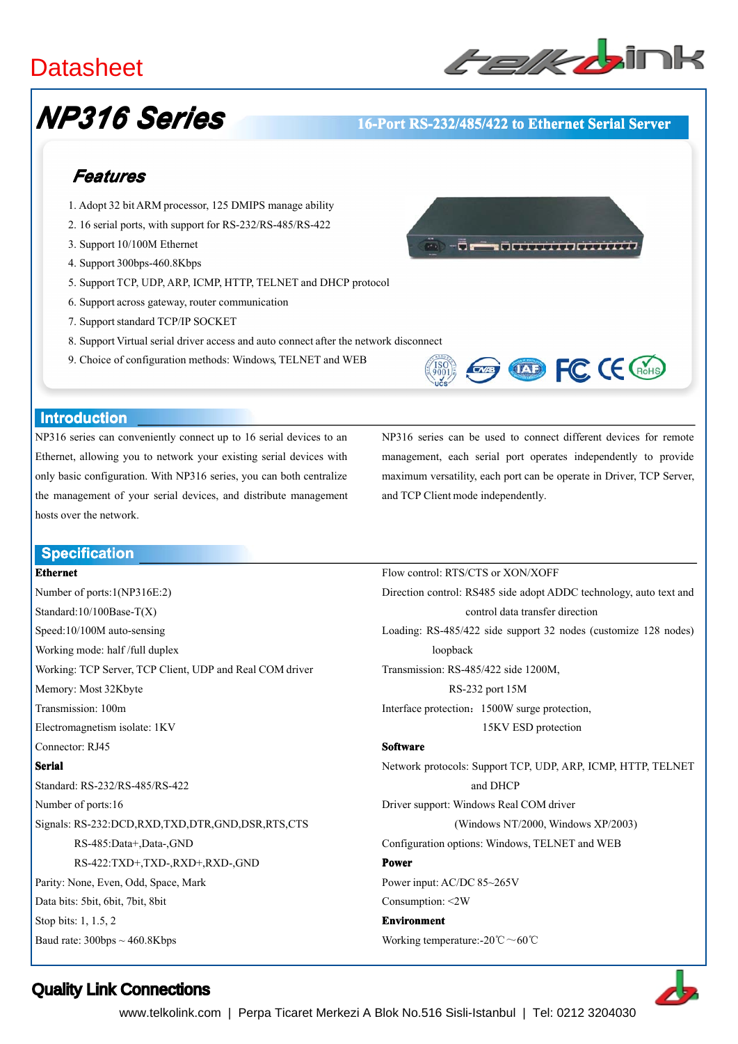# Datasheet

## NP316 Series

**16-Port RS-232/485/422 to Ethernet Serial Server**

### Features

1. Adopt 32 bit ARM processor, 125 DMIPS manage ability
2. 16 serial ports, with support for RS-232/RS-485/RS-422
3. Support 10/100M Ethernet
4. Support 300bps-460.8Kbps
5. Support TCP, UDP, ARP, ICMP, HTTP, TELNET and DHCP protocol
6. Support across gateway, router communication
7. Support standard TCP/IP SOCKET
8. Support Virtual serial driver access and auto connect after the network disconnect
9. Choice of configuration methods: Windows, TELNET and WEB

### Introduction

NP316 series can conveniently connect up to 16 serial devices to an Ethernet, allowing you to network your existing serial devices with only basic configuration. With NP316 series, you can both centralize the management of your serial devices, and distribute management hosts over the network.

NP316 series can be used to connect different devices for remote management, each serial port operates independently to provide maximum versatility, each port can be operate in Driver, TCP Server, and TCP Client mode independently.

### Specification

**Ethernet**

Number of ports:1(NP316E:2)

Standard:10/100Base-T(X)

Speed:10/100M auto-sensing

Working mode: half /full duplex

Working: TCP Server, TCP Client, UDP and Real COM driver

Memory: Most 32Kbyte

Transmission: 100m

Electromagnetism isolate: 1KV

Connector: RJ45

**Serial**

Standard: RS-232/RS-485/RS-422

Number of ports:16

Signals: RS-232:DCD,RXD,TXD,DTR,GND,DSR,RTS,CTS
RS-485:Data+,Data-,GND
RS-422:TXD+,TXD-,RXD+,RXD-,GND

Parity: None, Even, Odd, Space, Mark

Data bits: 5bit, 6bit, 7bit, 8bit

Stop bits: 1, 1.5, 2

Baud rate: 300bps ~ 460.8Kbps

Flow control: RTS/CTS or XON/XOFF

Direction control: RS485 side adopt ADDC technology, auto text and control data transfer direction

Loading: RS-485/422 side support 32 nodes (customize 128 nodes) loopback

Transmission: RS-485/422 side 1200M,
RS-232 port 15M

Interface protection：1500W surge protection,
15KV ESD protection

**Software**

Network protocols: Support TCP, UDP, ARP, ICMP, HTTP, TELNET and DHCP

Driver support: Windows Real COM driver
(Windows NT/2000, Windows XP/2003)

Configuration options: Windows, TELNET and WEB

**Power**

Power input: AC/DC 85~265V

Consumption: <2W

**Environment**

Working temperature:-20℃～60℃

**Quality Link Connections**

www.telkolink.com | Perpa Ticaret Merkezi A Blok No.516 Sisli-Istanbul | Tel: 0212 3204030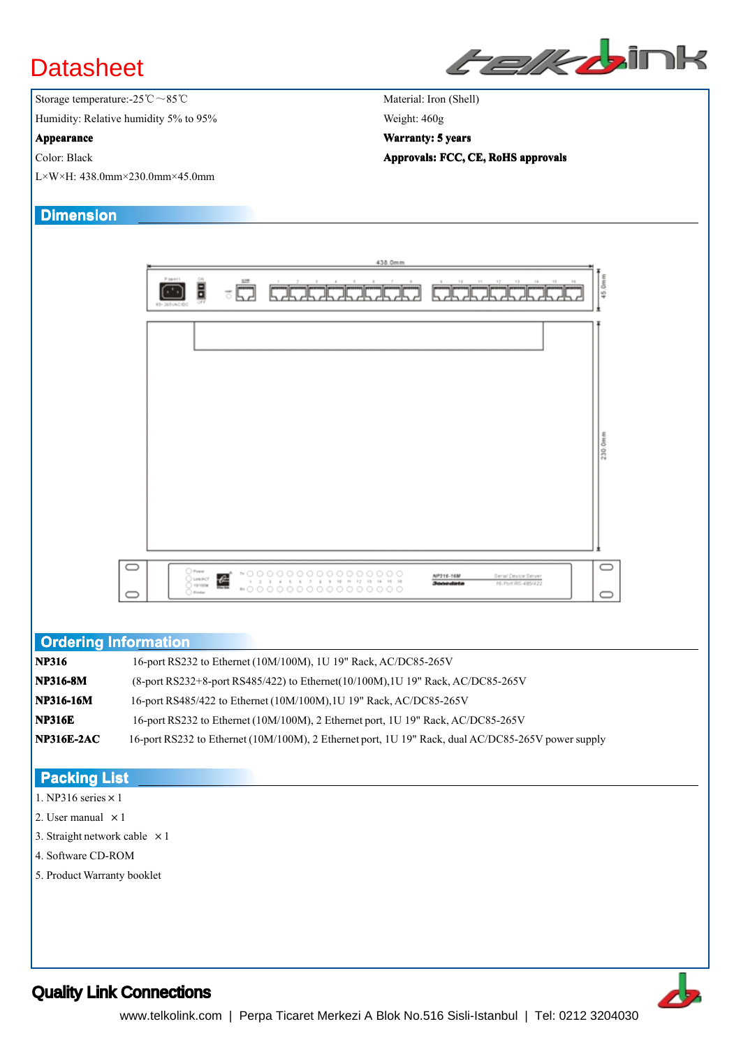# Datasheet

Storage temperature:-25℃～85℃

Humidity: Relative humidity 5% to 95%

**Appearance**

Color: Black

L×W×H: 438.0mm×230.0mm×45.0mm

Material: Iron (Shell)

Weight: 460g

**Warranty: 5 years**

**Approvals: FCC, CE, RoHS approvals**

## Dimension

438.0mm

45.0mm

230.0mm

## Ordering Information

| | |
|---|---|
| **NP316** | 16-port RS232 to Ethernet (10M/100M), 1U 19" Rack, AC/DC85-265V |
| **NP316-8M** | (8-port RS232+8-port RS485/422) to Ethernet(10/100M),1U 19" Rack, AC/DC85-265V |
| **NP316-16M** | 16-port RS485/422 to Ethernet (10M/100M),1U 19" Rack, AC/DC85-265V |
| **NP316E** | 16-port RS232 to Ethernet (10M/100M), 2 Ethernet port, 1U 19" Rack, AC/DC85-265V |
| **NP316E-2AC** | 16-port RS232 to Ethernet (10M/100M), 2 Ethernet port, 1U 19" Rack, dual AC/DC85-265V power supply |

## Packing List

1. NP316 series × 1
2. User manual × 1
3. Straight network cable × 1
4. Software CD-ROM
5. Product Warranty booklet

**Quality Link Connections**

www.telkolink.com | Perpa Ticaret Merkezi A Blok No.516 Sisli-Istanbul | Tel: 0212 3204030